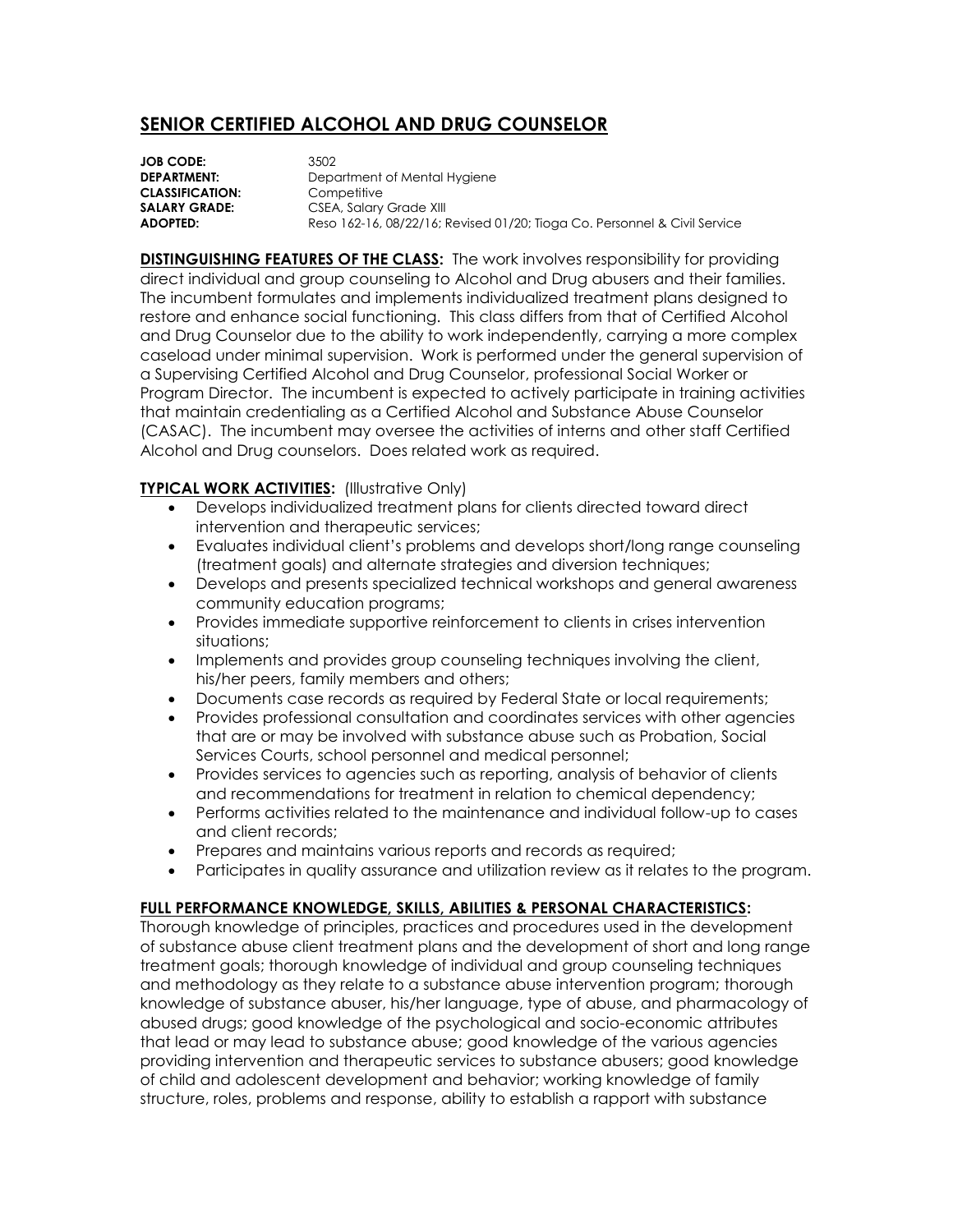# SENIOR CERTIFIED ALCOHOL AND DRUG COUNSELOR

**JOB CODE:** 3502
**DEPARTMENT:** Department of Mental Hygiene
**CLASSIFICATION:** Competitive
**SALARY GRADE:** CSEA, Salary Grade XIII
**ADOPTED:** Reso 162-16, 08/22/16; Revised 01/20; Tioga Co. Personnel & Civil Service

**DISTINGUISHING FEATURES OF THE CLASS:** The work involves responsibility for providing direct individual and group counseling to Alcohol and Drug abusers and their families. The incumbent formulates and implements individualized treatment plans designed to restore and enhance social functioning. This class differs from that of Certified Alcohol and Drug Counselor due to the ability to work independently, carrying a more complex caseload under minimal supervision. Work is performed under the general supervision of a Supervising Certified Alcohol and Drug Counselor, professional Social Worker or Program Director. The incumbent is expected to actively participate in training activities that maintain credentialing as a Certified Alcohol and Substance Abuse Counselor (CASAC). The incumbent may oversee the activities of interns and other staff Certified Alcohol and Drug counselors. Does related work as required.

**TYPICAL WORK ACTIVITIES:** (Illustrative Only)

- Develops individualized treatment plans for clients directed toward direct intervention and therapeutic services;
- Evaluates individual client's problems and develops short/long range counseling (treatment goals) and alternate strategies and diversion techniques;
- Develops and presents specialized technical workshops and general awareness community education programs;
- Provides immediate supportive reinforcement to clients in crises intervention situations;
- Implements and provides group counseling techniques involving the client, his/her peers, family members and others;
- Documents case records as required by Federal State or local requirements;
- Provides professional consultation and coordinates services with other agencies that are or may be involved with substance abuse such as Probation, Social Services Courts, school personnel and medical personnel;
- Provides services to agencies such as reporting, analysis of behavior of clients and recommendations for treatment in relation to chemical dependency;
- Performs activities related to the maintenance and individual follow-up to cases and client records;
- Prepares and maintains various reports and records as required;
- Participates in quality assurance and utilization review as it relates to the program.

**FULL PERFORMANCE KNOWLEDGE, SKILLS, ABILITIES & PERSONAL CHARACTERISTICS:**
Thorough knowledge of principles, practices and procedures used in the development of substance abuse client treatment plans and the development of short and long range treatment goals; thorough knowledge of individual and group counseling techniques and methodology as they relate to a substance abuse intervention program; thorough knowledge of substance abuser, his/her language, type of abuse, and pharmacology of abused drugs; good knowledge of the psychological and socio-economic attributes that lead or may lead to substance abuse; good knowledge of the various agencies providing intervention and therapeutic services to substance abusers; good knowledge of child and adolescent development and behavior; working knowledge of family structure, roles, problems and response, ability to establish a rapport with substance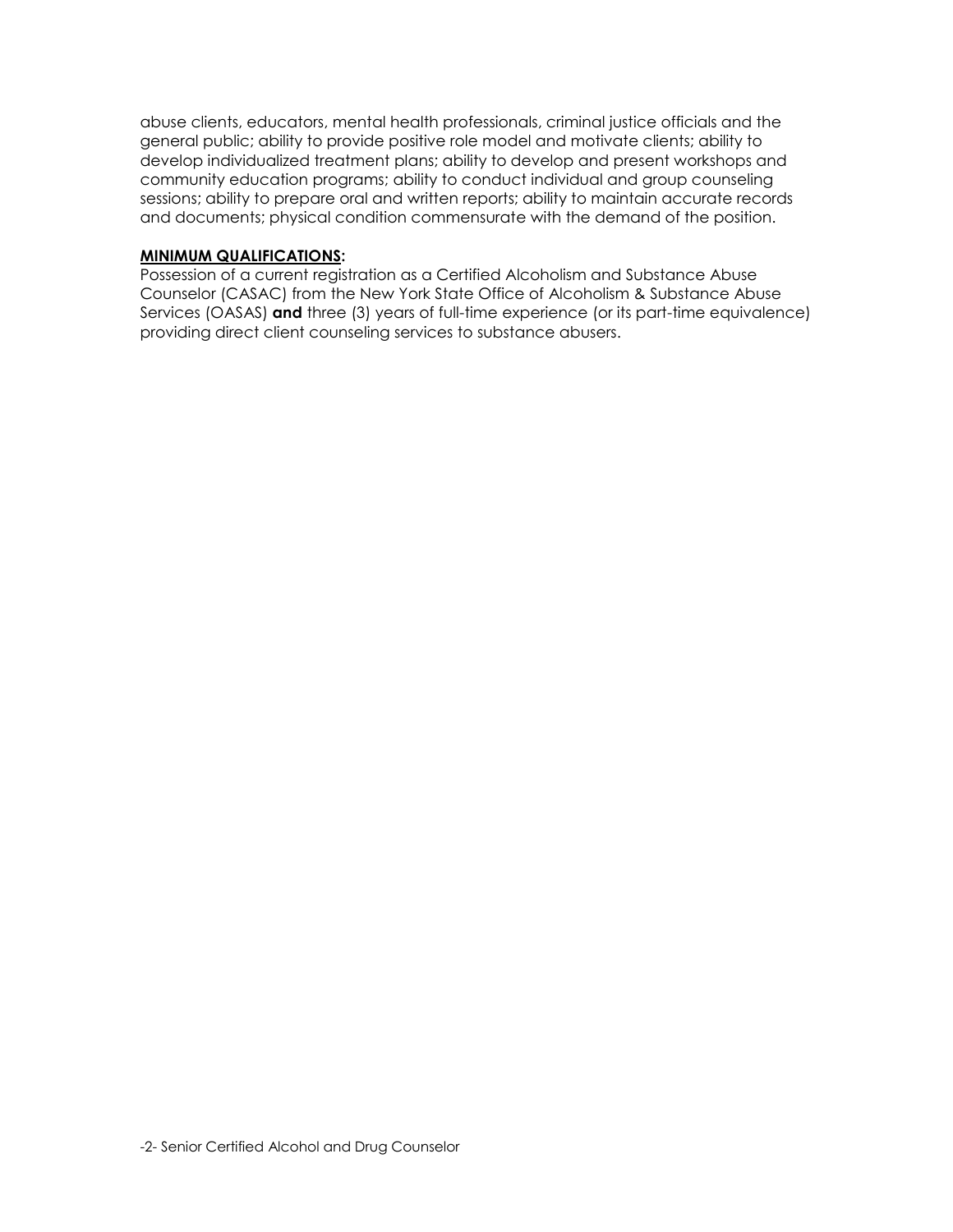abuse clients, educators, mental health professionals, criminal justice officials and the general public; ability to provide positive role model and motivate clients; ability to develop individualized treatment plans; ability to develop and present workshops and community education programs; ability to conduct individual and group counseling sessions; ability to prepare oral and written reports; ability to maintain accurate records and documents; physical condition commensurate with the demand of the position.

**MINIMUM QUALIFICATIONS:**

Possession of a current registration as a Certified Alcoholism and Substance Abuse Counselor (CASAC) from the New York State Office of Alcoholism & Substance Abuse Services (OASAS) **and** three (3) years of full-time experience (or its part-time equivalence) providing direct client counseling services to substance abusers.